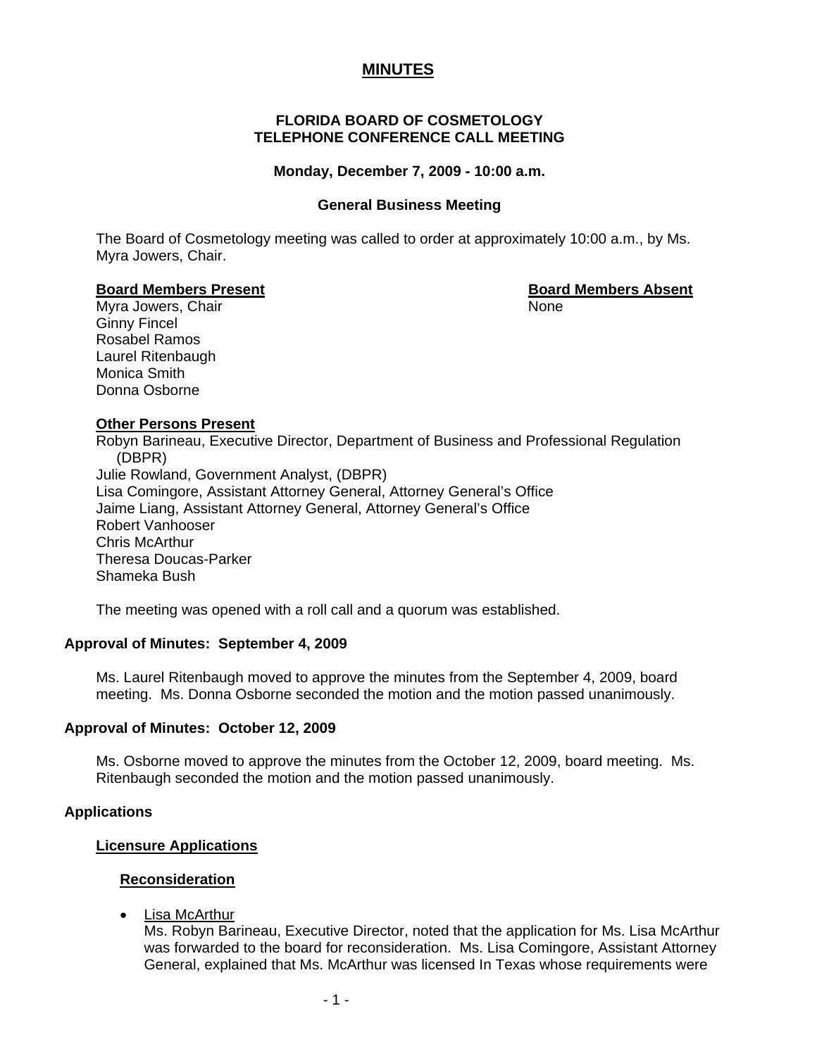# MINUTES

### FLORIDA BOARD OF COSMETOLOGY
### TELEPHONE CONFERENCE CALL MEETING

**Monday, December 7, 2009 - 10:00 a.m.**

**General Business Meeting**

The Board of Cosmetology meeting was called to order at approximately 10:00 a.m., by Ms. Myra Jowers, Chair.

**Board Members Present**

Myra Jowers, Chair
Ginny Fincel
Rosabel Ramos
Laurel Ritenbaugh
Monica Smith
Donna Osborne

**Board Members Absent**

None

**Other Persons Present**

Robyn Barineau, Executive Director, Department of Business and Professional Regulation (DBPR)
Julie Rowland, Government Analyst, (DBPR)
Lisa Comingore, Assistant Attorney General, Attorney General's Office
Jaime Liang, Assistant Attorney General, Attorney General's Office
Robert Vanhooser
Chris McArthur
Theresa Doucas-Parker
Shameka Bush

The meeting was opened with a roll call and a quorum was established.

**Approval of Minutes: September 4, 2009**

Ms. Laurel Ritenbaugh moved to approve the minutes from the September 4, 2009, board meeting. Ms. Donna Osborne seconded the motion and the motion passed unanimously.

**Approval of Minutes: October 12, 2009**

Ms. Osborne moved to approve the minutes from the October 12, 2009, board meeting. Ms. Ritenbaugh seconded the motion and the motion passed unanimously.

**Applications**

**Licensure Applications**

**Reconsideration**

- Lisa McArthur
  Ms. Robyn Barineau, Executive Director, noted that the application for Ms. Lisa McArthur was forwarded to the board for reconsideration. Ms. Lisa Comingore, Assistant Attorney General, explained that Ms. McArthur was licensed In Texas whose requirements were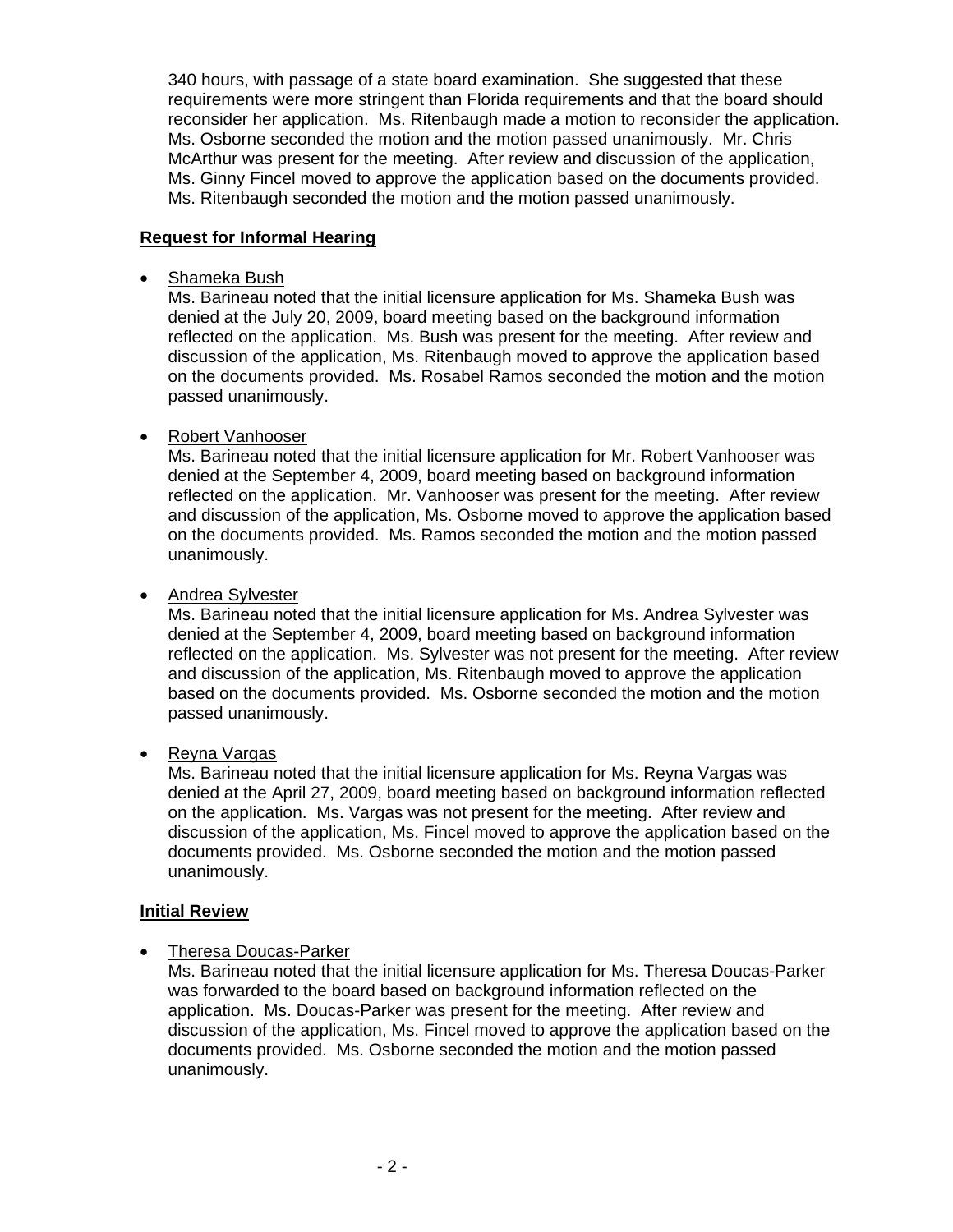340 hours, with passage of a state board examination. She suggested that these requirements were more stringent than Florida requirements and that the board should reconsider her application. Ms. Ritenbaugh made a motion to reconsider the application. Ms. Osborne seconded the motion and the motion passed unanimously. Mr. Chris McArthur was present for the meeting. After review and discussion of the application, Ms. Ginny Fincel moved to approve the application based on the documents provided. Ms. Ritenbaugh seconded the motion and the motion passed unanimously.

**Request for Informal Hearing**

- Shameka Bush
  Ms. Barineau noted that the initial licensure application for Ms. Shameka Bush was denied at the July 20, 2009, board meeting based on the background information reflected on the application. Ms. Bush was present for the meeting. After review and discussion of the application, Ms. Ritenbaugh moved to approve the application based on the documents provided. Ms. Rosabel Ramos seconded the motion and the motion passed unanimously.

- Robert Vanhooser
  Ms. Barineau noted that the initial licensure application for Mr. Robert Vanhooser was denied at the September 4, 2009, board meeting based on background information reflected on the application. Mr. Vanhooser was present for the meeting. After review and discussion of the application, Ms. Osborne moved to approve the application based on the documents provided. Ms. Ramos seconded the motion and the motion passed unanimously.

- Andrea Sylvester
  Ms. Barineau noted that the initial licensure application for Ms. Andrea Sylvester was denied at the September 4, 2009, board meeting based on background information reflected on the application. Ms. Sylvester was not present for the meeting. After review and discussion of the application, Ms. Ritenbaugh moved to approve the application based on the documents provided. Ms. Osborne seconded the motion and the motion passed unanimously.

- Reyna Vargas
  Ms. Barineau noted that the initial licensure application for Ms. Reyna Vargas was denied at the April 27, 2009, board meeting based on background information reflected on the application. Ms. Vargas was not present for the meeting. After review and discussion of the application, Ms. Fincel moved to approve the application based on the documents provided. Ms. Osborne seconded the motion and the motion passed unanimously.

**Initial Review**

- Theresa Doucas-Parker
  Ms. Barineau noted that the initial licensure application for Ms. Theresa Doucas-Parker was forwarded to the board based on background information reflected on the application. Ms. Doucas-Parker was present for the meeting. After review and discussion of the application, Ms. Fincel moved to approve the application based on the documents provided. Ms. Osborne seconded the motion and the motion passed unanimously.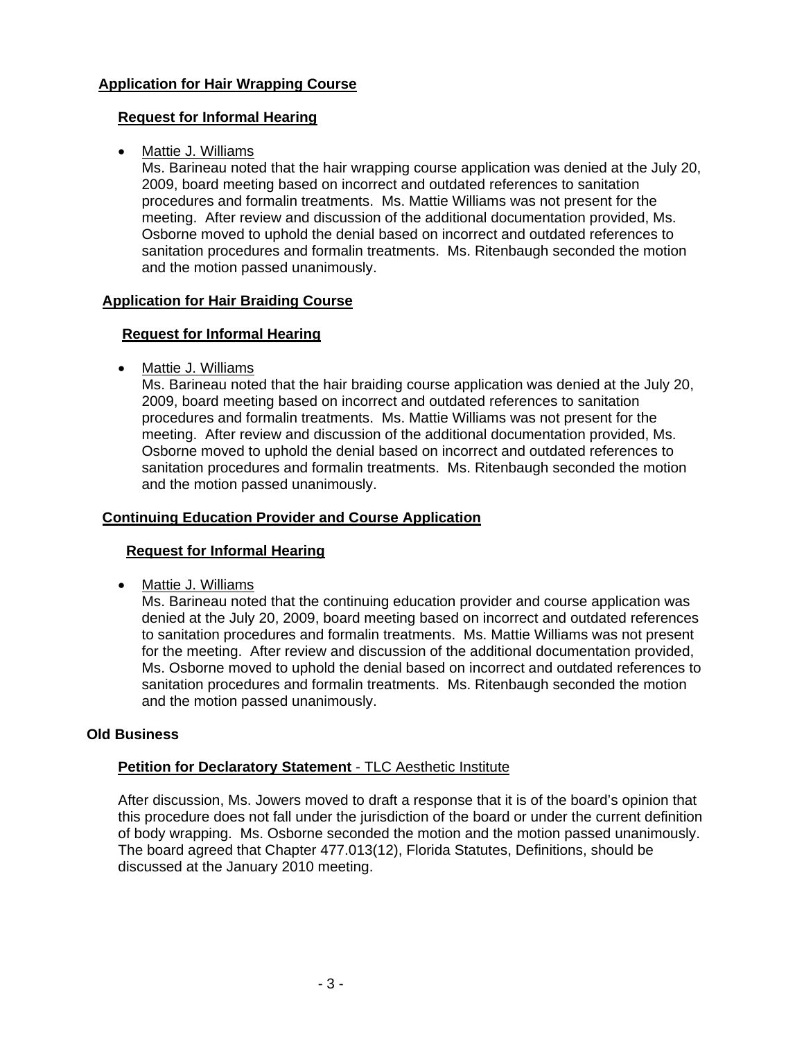### Application for Hair Wrapping Course

#### Request for Informal Hearing

- Mattie J. Williams

  Ms. Barineau noted that the hair wrapping course application was denied at the July 20, 2009, board meeting based on incorrect and outdated references to sanitation procedures and formalin treatments. Ms. Mattie Williams was not present for the meeting. After review and discussion of the additional documentation provided, Ms. Osborne moved to uphold the denial based on incorrect and outdated references to sanitation procedures and formalin treatments. Ms. Ritenbaugh seconded the motion and the motion passed unanimously.

### Application for Hair Braiding Course

#### Request for Informal Hearing

- Mattie J. Williams

  Ms. Barineau noted that the hair braiding course application was denied at the July 20, 2009, board meeting based on incorrect and outdated references to sanitation procedures and formalin treatments. Ms. Mattie Williams was not present for the meeting. After review and discussion of the additional documentation provided, Ms. Osborne moved to uphold the denial based on incorrect and outdated references to sanitation procedures and formalin treatments. Ms. Ritenbaugh seconded the motion and the motion passed unanimously.

### Continuing Education Provider and Course Application

#### Request for Informal Hearing

- Mattie J. Williams

  Ms. Barineau noted that the continuing education provider and course application was denied at the July 20, 2009, board meeting based on incorrect and outdated references to sanitation procedures and formalin treatments. Ms. Mattie Williams was not present for the meeting. After review and discussion of the additional documentation provided, Ms. Osborne moved to uphold the denial based on incorrect and outdated references to sanitation procedures and formalin treatments. Ms. Ritenbaugh seconded the motion and the motion passed unanimously.

## Old Business

### Petition for Declaratory Statement - TLC Aesthetic Institute

After discussion, Ms. Jowers moved to draft a response that it is of the board's opinion that this procedure does not fall under the jurisdiction of the board or under the current definition of body wrapping. Ms. Osborne seconded the motion and the motion passed unanimously. The board agreed that Chapter 477.013(12), Florida Statutes, Definitions, should be discussed at the January 2010 meeting.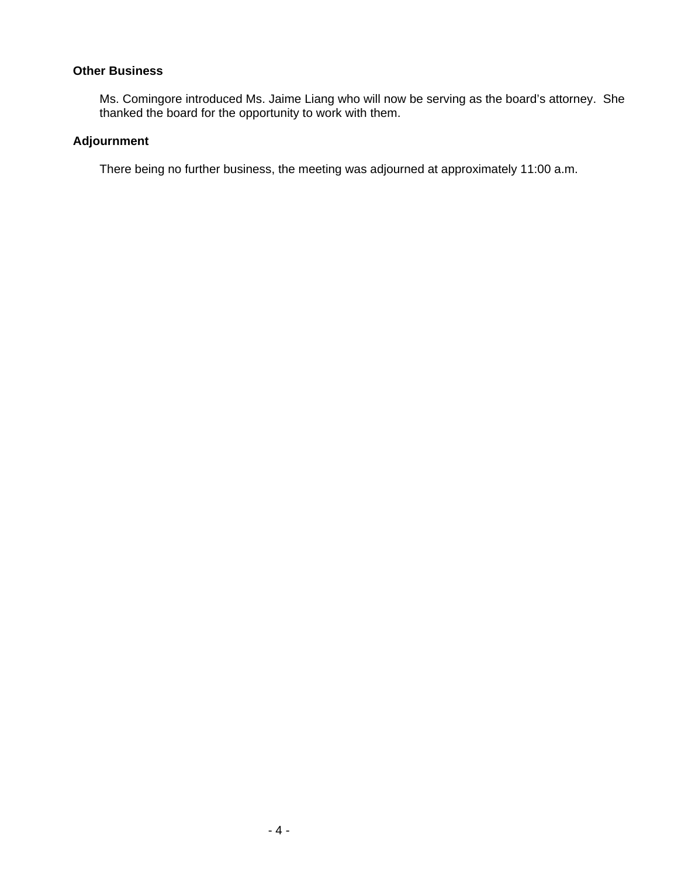**Other Business**

Ms. Comingore introduced Ms. Jaime Liang who will now be serving as the board's attorney. She thanked the board for the opportunity to work with them.

**Adjournment**

There being no further business, the meeting was adjourned at approximately 11:00 a.m.